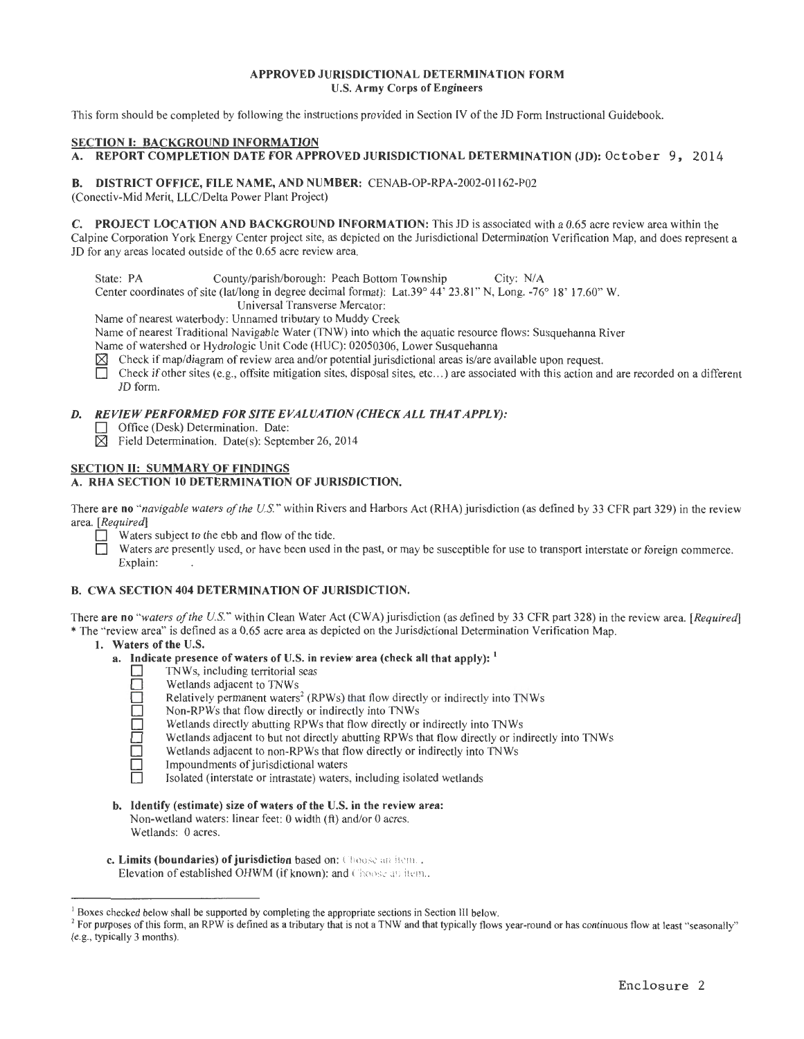# APPROVED JURISDICTIONAL DETERMINATION FORM
## U.S. Army Corps of Engineers

This form should be completed by following the instructions provided in Section IV of the JD Form Instructional Guidebook.

## SECTION I: BACKGROUND INFORMATION

**A. REPORT COMPLETION DATE FOR APPROVED JURISDICTIONAL DETERMINATION (JD):** October 9, 2014

**B. DISTRICT OFFICE, FILE NAME, AND NUMBER:** CENAB-OP-RPA-2002-01162-P02
(Conectiv-Mid Merit, LLC/Delta Power Plant Project)

**C. PROJECT LOCATION AND BACKGROUND INFORMATION:** This JD is associated with a 0.65 acre review area within the Calpine Corporation York Energy Center project site, as depicted on the Jurisdictional Determination Verification Map, and does represent a JD for any areas located outside of the 0.65 acre review area.

State: PA County/parish/borough: Peach Bottom Township City: N/A
Center coordinates of site (lat/long in degree decimal format): Lat.39° 44' 23.81" N, Long. -76° 18' 17.60" W.
Universal Transverse Mercator:
Name of nearest waterbody: Unnamed tributary to Muddy Creek
Name of nearest Traditional Navigable Water (TNW) into which the aquatic resource flows: Susquehanna River
Name of watershed or Hydrologic Unit Code (HUC): 02050306, Lower Susquehanna

- ☒ Check if map/diagram of review area and/or potential jurisdictional areas is/are available upon request.
- ☐ Check if other sites (e.g., offsite mitigation sites, disposal sites, etc…) are associated with this action and are recorded on a different JD form.

**D. *REVIEW PERFORMED FOR SITE EVALUATION (CHECK ALL THAT APPLY):***

- ☐ Office (Desk) Determination. Date:
- ☒ Field Determination. Date(s): September 26, 2014

## SECTION II: SUMMARY OF FINDINGS

**A. RHA SECTION 10 DETERMINATION OF JURISDICTION.**

There **are no** "*navigable waters of the U.S.*" within Rivers and Harbors Act (RHA) jurisdiction (as defined by 33 CFR part 329) in the review area. [*Required*]

- ☐ Waters subject to the ebb and flow of the tide.
- ☐ Waters are presently used, or have been used in the past, or may be susceptible for use to transport interstate or foreign commerce. Explain: .

**B. CWA SECTION 404 DETERMINATION OF JURISDICTION.**

There **are no** "*waters of the U.S.*" within Clean Water Act (CWA) jurisdiction (as defined by 33 CFR part 328) in the review area. [*Required*]
* The "review area" is defined as a 0.65 acre area as depicted on the Jurisdictional Determination Verification Map.

**1. Waters of the U.S.**

**a. Indicate presence of waters of U.S. in review area (check all that apply):** [1]

- ☐ TNWs, including territorial seas
- ☐ Wetlands adjacent to TNWs
- ☐ Relatively permanent waters[2] (RPWs) that flow directly or indirectly into TNWs
- ☐ Non-RPWs that flow directly or indirectly into TNWs
- ☐ Wetlands directly abutting RPWs that flow directly or indirectly into TNWs
- ☐ Wetlands adjacent to but not directly abutting RPWs that flow directly or indirectly into TNWs
- ☐ Wetlands adjacent to non-RPWs that flow directly or indirectly into TNWs
- ☐ Impoundments of jurisdictional waters
- ☐ Isolated (interstate or intrastate) waters, including isolated wetlands

**b. Identify (estimate) size of waters of the U.S. in the review area:**
Non-wetland waters: linear feet: 0 width (ft) and/or 0 acres.
Wetlands: 0 acres.

**c. Limits (boundaries) of jurisdiction** based on: Choose an item. .
Elevation of established OHWM (if known): and Choose an item..

---

[1] Boxes checked below shall be supported by completing the appropriate sections in Section III below.

[2] For purposes of this form, an RPW is defined as a tributary that is not a TNW and that typically flows year-round or has continuous flow at least "seasonally" (e.g., typically 3 months).

Enclosure 2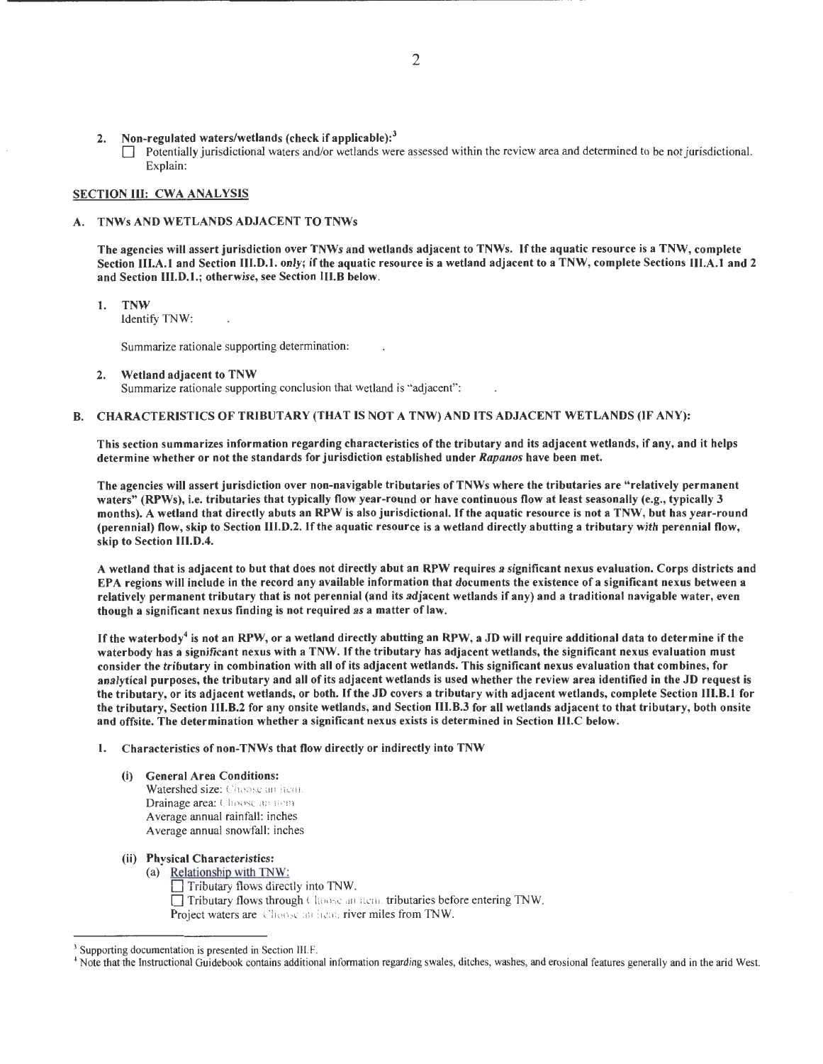2. **Non-regulated waters/wetlands (check if applicable):**[3]
   ☐ Potentially jurisdictional waters and/or wetlands were assessed within the review area and determined to be not jurisdictional. Explain:

## SECTION III: CWA ANALYSIS

### A. TNWs AND WETLANDS ADJACENT TO TNWs

**The agencies will assert jurisdiction over TNWs and wetlands adjacent to TNWs. If the aquatic resource is a TNW, complete Section III.A.1 and Section III.D.1. only; if the aquatic resource is a wetland adjacent to a TNW, complete Sections III.A.1 and 2 and Section III.D.1.; otherwise, see Section III.B below.**

1. **TNW**
   Identify TNW: .

   Summarize rationale supporting determination: .

2. **Wetland adjacent to TNW**
   Summarize rationale supporting conclusion that wetland is "adjacent": .

### B. CHARACTERISTICS OF TRIBUTARY (THAT IS NOT A TNW) AND ITS ADJACENT WETLANDS (IF ANY):

**This section summarizes information regarding characteristics of the tributary and its adjacent wetlands, if any, and it helps determine whether or not the standards for jurisdiction established under *Rapanos* have been met.**

**The agencies will assert jurisdiction over non-navigable tributaries of TNWs where the tributaries are "relatively permanent waters" (RPWs), i.e. tributaries that typically flow year-round or have continuous flow at least seasonally (e.g., typically 3 months). A wetland that directly abuts an RPW is also jurisdictional. If the aquatic resource is not a TNW, but has year-round (perennial) flow, skip to Section III.D.2. If the aquatic resource is a wetland directly abutting a tributary with perennial flow, skip to Section III.D.4.**

**A wetland that is adjacent to but that does not directly abut an RPW requires a significant nexus evaluation. Corps districts and EPA regions will include in the record any available information that documents the existence of a significant nexus between a relatively permanent tributary that is not perennial (and its adjacent wetlands if any) and a traditional navigable water, even though a significant nexus finding is not required as a matter of law.**

**If the waterbody[4] is not an RPW, or a wetland directly abutting an RPW, a JD will require additional data to determine if the waterbody has a significant nexus with a TNW. If the tributary has adjacent wetlands, the significant nexus evaluation must consider the tributary in combination with all of its adjacent wetlands. This significant nexus evaluation that combines, for analytical purposes, the tributary and all of its adjacent wetlands is used whether the review area identified in the JD request is the tributary, or its adjacent wetlands, or both. If the JD covers a tributary with adjacent wetlands, complete Section III.B.1 for the tributary, Section III.B.2 for any onsite wetlands, and Section III.B.3 for all wetlands adjacent to that tributary, both onsite and offsite. The determination whether a significant nexus exists is determined in Section III.C below.**

1. **Characteristics of non-TNWs that flow directly or indirectly into TNW**

   **(i) General Area Conditions:**
   Watershed size: Choose an item.
   Drainage area: Choose an item.
   Average annual rainfall: inches
   Average annual snowfall: inches

   **(ii) Physical Characteristics:**
   (a) Relationship with TNW:
   ☐ Tributary flows directly into TNW.
   ☐ Tributary flows through Choose an item. tributaries before entering TNW.
   Project waters are Choose an item. river miles from TNW.

---

[3] Supporting documentation is presented in Section III.F.

[4] Note that the Instructional Guidebook contains additional information regarding swales, ditches, washes, and erosional features generally and in the arid West.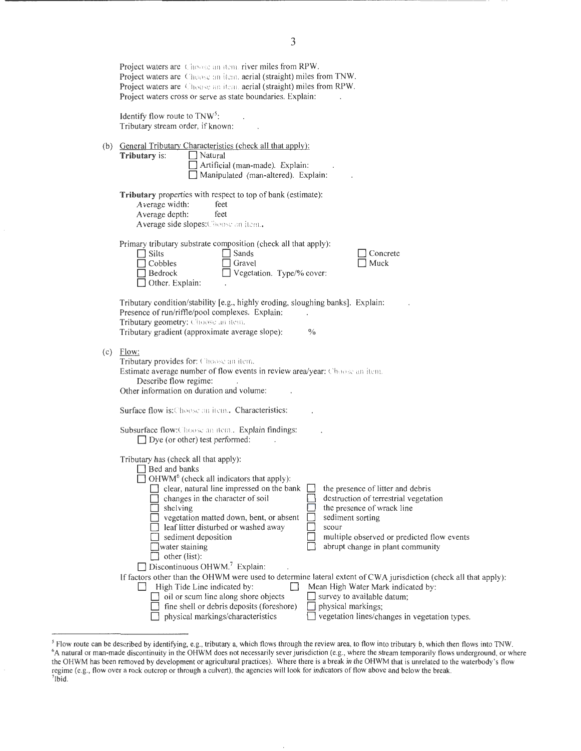Project waters are Choose an item. river miles from RPW.
Project waters are Choose an item. aerial (straight) miles from TNW.
Project waters are Choose an item. aerial (straight) miles from RPW.
Project waters cross or serve as state boundaries. Explain: .

Identify flow route to TNW[5]: .
Tributary stream order, if known: .

(b) General Tributary Characteristics (check all that apply):

**Tributary** is:
- ☐ Natural
- ☐ Artificial (man-made). Explain: .
- ☐ Manipulated (man-altered). Explain: .

**Tributary** properties with respect to top of bank (estimate):
- Average width: feet
- Average depth: feet
- Average side slopes: Choose an item..

Primary tributary substrate composition (check all that apply):

| | | |
|---|---|---|
| ☐ Silts | ☐ Sands | ☐ Concrete |
| ☐ Cobbles | ☐ Gravel | ☐ Muck |
| ☐ Bedrock | ☐ Vegetation. Type/% cover: | |
| ☐ Other. Explain: . | | |

Tributary condition/stability [e.g., highly eroding, sloughing banks]. Explain: .
Presence of run/riffle/pool complexes. Explain: .
Tributary geometry: Choose an item.
Tributary gradient (approximate average slope): %

(c) Flow:

Tributary provides for: Choose an item.
Estimate average number of flow events in review area/year: Choose an item.
Describe flow regime: .
Other information on duration and volume: .

Surface flow is: Choose an item.. Characteristics: .

Subsurface flow: Choose an item.. Explain findings: .
- ☐ Dye (or other) test performed: .

Tributary has (check all that apply):
- ☐ Bed and banks
- ☐ OHWM[6] (check all indicators that apply):

| | |
|---|---|
| ☐ clear, natural line impressed on the bank | ☐ the presence of litter and debris |
| ☐ changes in the character of soil | ☐ destruction of terrestrial vegetation |
| ☐ shelving | ☐ the presence of wrack line |
| ☐ vegetation matted down, bent, or absent | ☐ sediment sorting |
| ☐ leaf litter disturbed or washed away | ☐ scour |
| ☐ sediment deposition | ☐ multiple observed or predicted flow events |
| ☐ water staining | ☐ abrupt change in plant community |
| ☐ other (list): | |

- ☐ Discontinuous OHWM.[7] Explain: .

If factors other than the OHWM were used to determine lateral extent of CWA jurisdiction (check all that apply):

| | |
|---|---|
| ☐ High Tide Line indicated by: | ☐ Mean High Water Mark indicated by: |
| ☐ oil or scum line along shore objects | ☐ survey to available datum; |
| ☐ fine shell or debris deposits (foreshore) | ☐ physical markings; |
| ☐ physical markings/characteristics | ☐ vegetation lines/changes in vegetation types. |

---

[5] Flow route can be described by identifying, e.g., tributary a, which flows through the review area, to flow into tributary b, which then flows into TNW.
[6] A natural or man-made discontinuity in the OHWM does not necessarily sever jurisdiction (e.g., where the stream temporarily flows underground, or where the OHWM has been removed by development or agricultural practices). Where there is a break in the OHWM that is unrelated to the waterbody's flow regime (e.g., flow over a rock outcrop or through a culvert), the agencies will look for indicators of flow above and below the break.
[7] Ibid.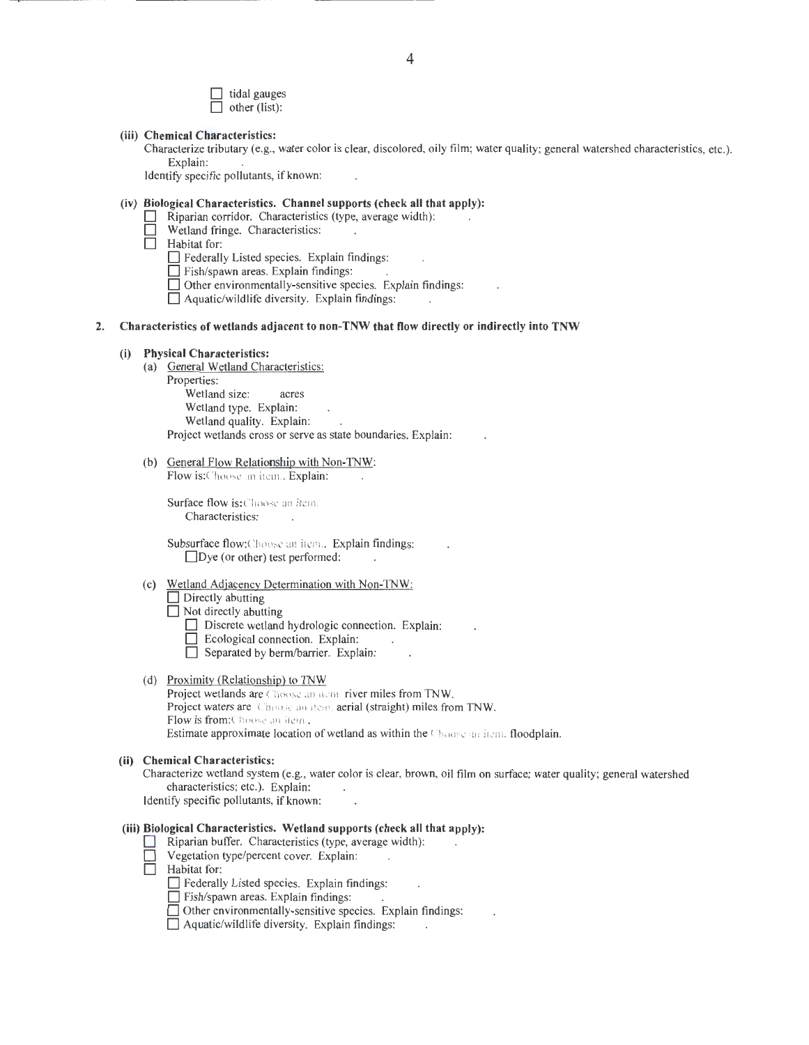☐ tidal gauges
☐ other (list):

**(iii) Chemical Characteristics:**

Characterize tributary (e.g., water color is clear, discolored, oily film; water quality; general watershed characteristics, etc.). Explain: .

Identify specific pollutants, if known: .

**(iv) Biological Characteristics. Channel supports (check all that apply):**

☐ Riparian corridor. Characteristics (type, average width): .
☐ Wetland fringe. Characteristics: .
☐ Habitat for:
  ☐ Federally Listed species. Explain findings: .
  ☐ Fish/spawn areas. Explain findings: .
  ☐ Other environmentally-sensitive species. Explain findings: .
  ☐ Aquatic/wildlife diversity. Explain findings: .

**2. Characteristics of wetlands adjacent to non-TNW that flow directly or indirectly into TNW**

**(i) Physical Characteristics:**

(a) General Wetland Characteristics:

Properties:
  Wetland size: acres
  Wetland type. Explain: .
  Wetland quality. Explain: .
Project wetlands cross or serve as state boundaries. Explain: .

(b) General Flow Relationship with Non-TNW:

Flow is: Choose an item.. Explain: .

Surface flow is: Choose an item.
  Characteristics: .

Subsurface flow: Choose an item.. Explain findings: .
  ☐ Dye (or other) test performed: .

(c) Wetland Adjacency Determination with Non-TNW:

☐ Directly abutting
☐ Not directly abutting
  ☐ Discrete wetland hydrologic connection. Explain: .
  ☐ Ecological connection. Explain: .
  ☐ Separated by berm/barrier. Explain: .

(d) Proximity (Relationship) to TNW

Project wetlands are Choose an item. river miles from TNW.
Project waters are Choose an item. aerial (straight) miles from TNW.
Flow is from: Choose an item..
Estimate approximate location of wetland as within the Choose an item. floodplain.

**(ii) Chemical Characteristics:**

Characterize wetland system (e.g., water color is clear, brown, oil film on surface; water quality; general watershed characteristics; etc.). Explain: .

Identify specific pollutants, if known: .

**(iii) Biological Characteristics. Wetland supports (check all that apply):**

☐ Riparian buffer. Characteristics (type, average width): .
☐ Vegetation type/percent cover. Explain: .
☐ Habitat for:
  ☐ Federally Listed species. Explain findings: .
  ☐ Fish/spawn areas. Explain findings: .
  ☐ Other environmentally-sensitive species. Explain findings: .
  ☐ Aquatic/wildlife diversity. Explain findings: .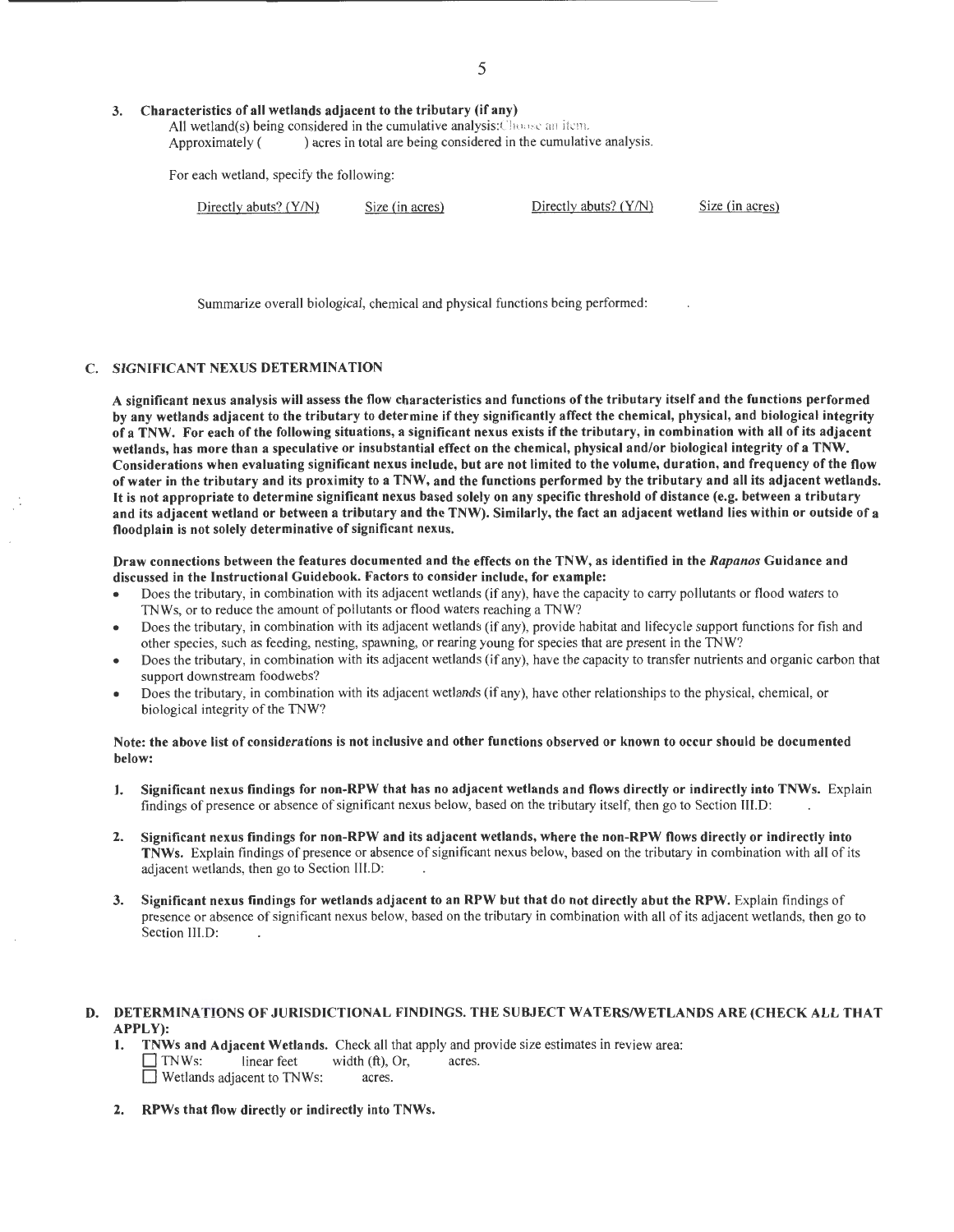**3. Characteristics of all wetlands adjacent to the tributary (if any)**

All wetland(s) being considered in the cumulative analysis: Choose an item.
Approximately ( ) acres in total are being considered in the cumulative analysis.

For each wetland, specify the following:

| Directly abuts? (Y/N) | Size (in acres) | Directly abuts? (Y/N) | Size (in acres) |
|---|---|---|---|

Summarize overall biological, chemical and physical functions being performed: .

## C. SIGNIFICANT NEXUS DETERMINATION

**A significant nexus analysis will assess the flow characteristics and functions of the tributary itself and the functions performed by any wetlands adjacent to the tributary to determine if they significantly affect the chemical, physical, and biological integrity of a TNW. For each of the following situations, a significant nexus exists if the tributary, in combination with all of its adjacent wetlands, has more than a speculative or insubstantial effect on the chemical, physical and/or biological integrity of a TNW. Considerations when evaluating significant nexus include, but are not limited to the volume, duration, and frequency of the flow of water in the tributary and its proximity to a TNW, and the functions performed by the tributary and all its adjacent wetlands. It is not appropriate to determine significant nexus based solely on any specific threshold of distance (e.g. between a tributary and its adjacent wetland or between a tributary and the TNW). Similarly, the fact an adjacent wetland lies within or outside of a floodplain is not solely determinative of significant nexus.**

**Draw connections between the features documented and the effects on the TNW, as identified in the *Rapanos* Guidance and discussed in the Instructional Guidebook. Factors to consider include, for example:**

- Does the tributary, in combination with its adjacent wetlands (if any), have the capacity to carry pollutants or flood waters to TNWs, or to reduce the amount of pollutants or flood waters reaching a TNW?
- Does the tributary, in combination with its adjacent wetlands (if any), provide habitat and lifecycle support functions for fish and other species, such as feeding, nesting, spawning, or rearing young for species that are present in the TNW?
- Does the tributary, in combination with its adjacent wetlands (if any), have the capacity to transfer nutrients and organic carbon that support downstream foodwebs?
- Does the tributary, in combination with its adjacent wetlands (if any), have other relationships to the physical, chemical, or biological integrity of the TNW?

**Note: the above list of considerations is not inclusive and other functions observed or known to occur should be documented below:**

1. **Significant nexus findings for non-RPW that has no adjacent wetlands and flows directly or indirectly into TNWs.** Explain findings of presence or absence of significant nexus below, based on the tributary itself, then go to Section III.D: .

2. **Significant nexus findings for non-RPW and its adjacent wetlands, where the non-RPW flows directly or indirectly into TNWs.** Explain findings of presence or absence of significant nexus below, based on the tributary in combination with all of its adjacent wetlands, then go to Section III.D: .

3. **Significant nexus findings for wetlands adjacent to an RPW but that do not directly abut the RPW.** Explain findings of presence or absence of significant nexus below, based on the tributary in combination with all of its adjacent wetlands, then go to Section III.D: .

## D. DETERMINATIONS OF JURISDICTIONAL FINDINGS. THE SUBJECT WATERS/WETLANDS ARE (CHECK ALL THAT APPLY):

1. **TNWs and Adjacent Wetlands.** Check all that apply and provide size estimates in review area:
   - ☐ TNWs: linear feet width (ft), Or, acres.
   - ☐ Wetlands adjacent to TNWs: acres.

2. **RPWs that flow directly or indirectly into TNWs.**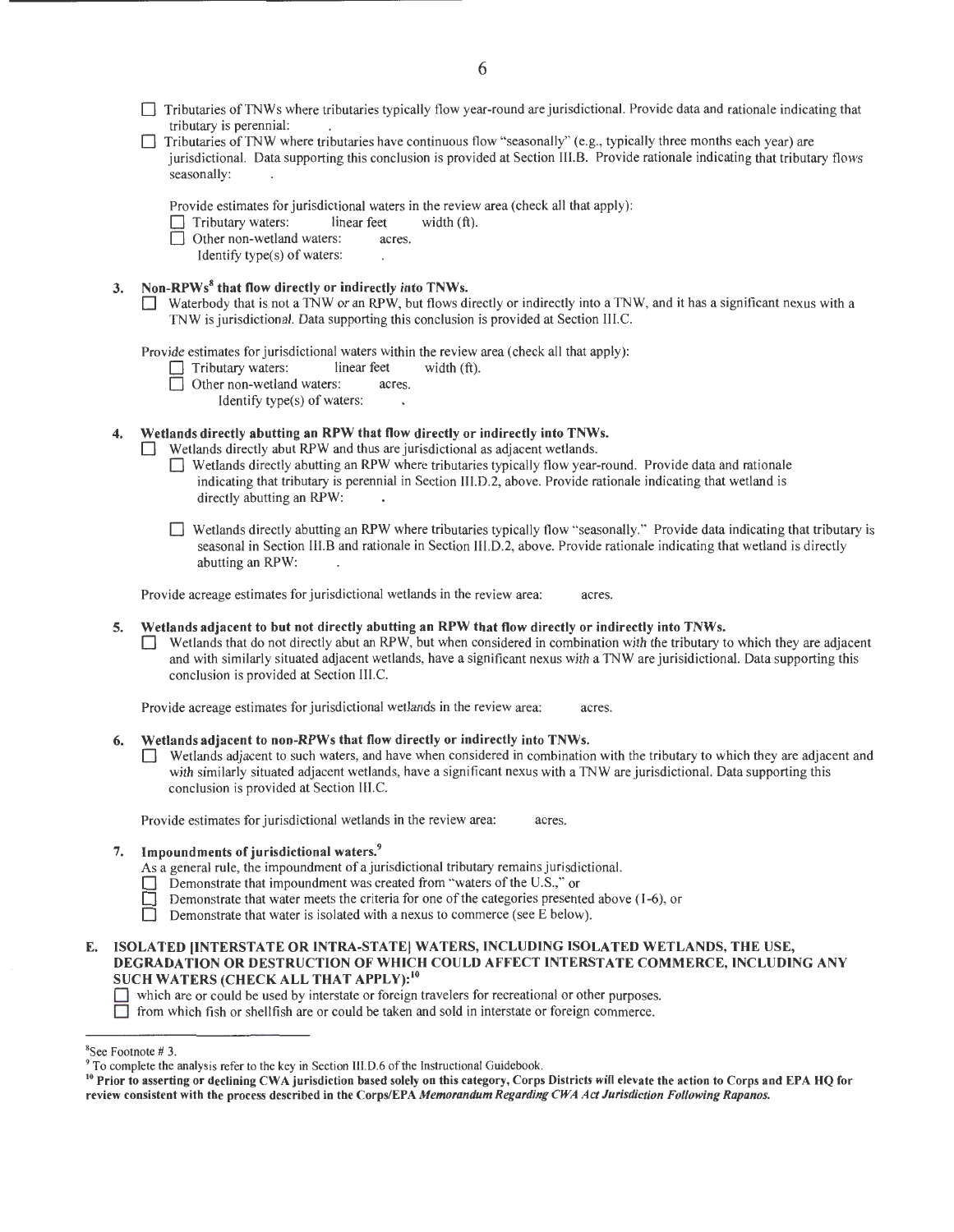☐ Tributaries of TNWs where tributaries typically flow year-round are jurisdictional. Provide data and rationale indicating that tributary is perennial: .

☐ Tributaries of TNW where tributaries have continuous flow "seasonally" (e.g., typically three months each year) are jurisdictional. Data supporting this conclusion is provided at Section III.B. Provide rationale indicating that tributary flows seasonally: .

Provide estimates for jurisdictional waters in the review area (check all that apply):

☐ Tributary waters: linear feet width (ft).

☐ Other non-wetland waters: acres.

Identify type(s) of waters: .

**3. Non-RPWs[8] that flow directly or indirectly into TNWs.**

☐ Waterbody that is not a TNW or an RPW, but flows directly or indirectly into a TNW, and it has a significant nexus with a TNW is jurisdictional. Data supporting this conclusion is provided at Section III.C.

Provide estimates for jurisdictional waters within the review area (check all that apply):

☐ Tributary waters: linear feet width (ft).

☐ Other non-wetland waters: acres.

Identify type(s) of waters: .

**4. Wetlands directly abutting an RPW that flow directly or indirectly into TNWs.**

☐ Wetlands directly abut RPW and thus are jurisdictional as adjacent wetlands.

☐ Wetlands directly abutting an RPW where tributaries typically flow year-round. Provide data and rationale indicating that tributary is perennial in Section III.D.2, above. Provide rationale indicating that wetland is directly abutting an RPW: .

☐ Wetlands directly abutting an RPW where tributaries typically flow "seasonally." Provide data indicating that tributary is seasonal in Section III.B and rationale in Section III.D.2, above. Provide rationale indicating that wetland is directly abutting an RPW: .

Provide acreage estimates for jurisdictional wetlands in the review area: acres.

**5. Wetlands adjacent to but not directly abutting an RPW that flow directly or indirectly into TNWs.**

☐ Wetlands that do not directly abut an RPW, but when considered in combination with the tributary to which they are adjacent and with similarly situated adjacent wetlands, have a significant nexus with a TNW are jurisidictional. Data supporting this conclusion is provided at Section III.C.

Provide acreage estimates for jurisdictional wetlands in the review area: acres.

**6. Wetlands adjacent to non-RPWs that flow directly or indirectly into TNWs.**

☐ Wetlands adjacent to such waters, and have when considered in combination with the tributary to which they are adjacent and with similarly situated adjacent wetlands, have a significant nexus with a TNW are jurisdictional. Data supporting this conclusion is provided at Section III.C.

Provide estimates for jurisdictional wetlands in the review area: acres.

**7. Impoundments of jurisdictional waters.[9]**

As a general rule, the impoundment of a jurisdictional tributary remains jurisdictional.

☐ Demonstrate that impoundment was created from "waters of the U.S.," or

☐ Demonstrate that water meets the criteria for one of the categories presented above (1-6), or

☐ Demonstrate that water is isolated with a nexus to commerce (see E below).

**E. ISOLATED [INTERSTATE OR INTRA-STATE] WATERS, INCLUDING ISOLATED WETLANDS, THE USE, DEGRADATION OR DESTRUCTION OF WHICH COULD AFFECT INTERSTATE COMMERCE, INCLUDING ANY SUCH WATERS (CHECK ALL THAT APPLY):[10]**

☐ which are or could be used by interstate or foreign travelers for recreational or other purposes.

☐ from which fish or shellfish are or could be taken and sold in interstate or foreign commerce.

---

[8] See Footnote # 3.

[9] To complete the analysis refer to the key in Section III.D.6 of the Instructional Guidebook.

[10] **Prior to asserting or declining CWA jurisdiction based solely on this category, Corps Districts will elevate the action to Corps and EPA HQ for review consistent with the process described in the Corps/EPA *Memorandum Regarding CWA Act Jurisdiction Following Rapanos.***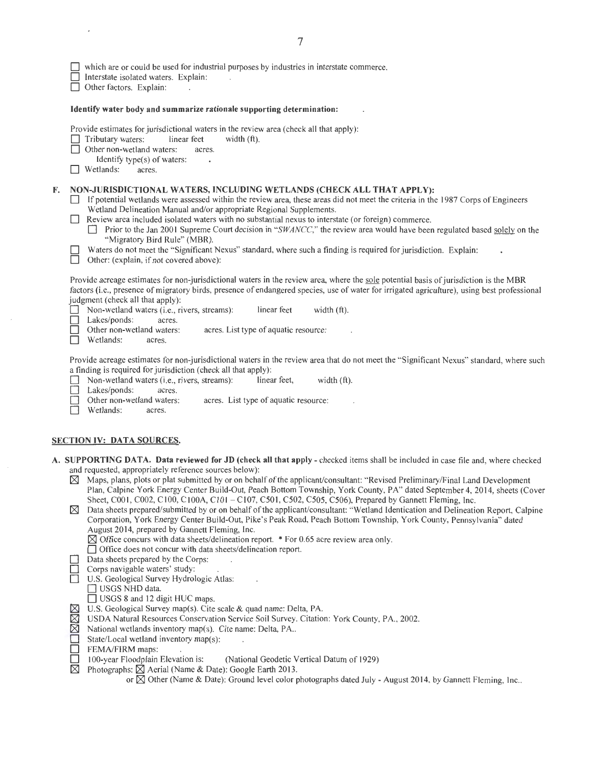☐ which are or could be used for industrial purposes by industries in interstate commerce.
☐ Interstate isolated waters. Explain:
☐ Other factors. Explain:

**Identify water body and summarize rationale supporting determination:**

Provide estimates for jurisdictional waters in the review area (check all that apply):
☐ Tributary waters: linear feet width (ft).
☐ Other non-wetland waters: acres.
  Identify type(s) of waters:
☐ Wetlands: acres.

**F. NON-JURISDICTIONAL WATERS, INCLUDING WETLANDS (CHECK ALL THAT APPLY):**

☐ If potential wetlands were assessed within the review area, these areas did not meet the criteria in the 1987 Corps of Engineers Wetland Delineation Manual and/or appropriate Regional Supplements.
☐ Review area included isolated waters with no substantial nexus to interstate (or foreign) commerce.
  ☐ Prior to the Jan 2001 Supreme Court decision in "*SWANCC*," the review area would have been regulated based solely on the "Migratory Bird Rule" (MBR).
☐ Waters do not meet the "Significant Nexus" standard, where such a finding is required for jurisdiction. Explain:
☐ Other: (explain, if not covered above):

Provide acreage estimates for non-jurisdictional waters in the review area, where the sole potential basis of jurisdiction is the MBR factors (i.e., presence of migratory birds, presence of endangered species, use of water for irrigated agriculture), using best professional judgment (check all that apply):
☐ Non-wetland waters (i.e., rivers, streams): linear feet width (ft).
☐ Lakes/ponds: acres.
☐ Other non-wetland waters: acres. List type of aquatic resource:
☐ Wetlands: acres.

Provide acreage estimates for non-jurisdictional waters in the review area that do not meet the "Significant Nexus" standard, where such a finding is required for jurisdiction (check all that apply):
☐ Non-wetland waters (i.e., rivers, streams): linear feet, width (ft).
☐ Lakes/ponds: acres.
☐ Other non-wetland waters: acres. List type of aquatic resource:
☐ Wetlands: acres.

## SECTION IV: DATA SOURCES.

**A. SUPPORTING DATA. Data reviewed for JD (check all that apply** - checked items shall be included in case file and, where checked and requested, appropriately reference sources below):

☒ Maps, plans, plots or plat submitted by or on behalf of the applicant/consultant: "Revised Preliminary/Final Land Development Plan, Calpine York Energy Center Build-Out, Peach Bottom Township, York County, PA" dated September 4, 2014, sheets (Cover Sheet, C001, C002, C100, C100A, C101 – C107, C501, C502, C505, C506), Prepared by Gannett Fleming, Inc.
☒ Data sheets prepared/submitted by or on behalf of the applicant/consultant: "Wetland Identication and Delineation Report, Calpine Corporation, York Energy Center Build-Out, Pike's Peak Road, Peach Bottom Township, York County, Pennsylvania" dated August 2014, prepared by Gannett Fleming, Inc.
  ☒ Office concurs with data sheets/delineation report. * For 0.65 acre review area only.
  ☐ Office does not concur with data sheets/delineation report.
☐ Data sheets prepared by the Corps:
☐ Corps navigable waters' study:
☐ U.S. Geological Survey Hydrologic Atlas:
  ☐ USGS NHD data.
  ☐ USGS 8 and 12 digit HUC maps.
☒ U.S. Geological Survey map(s). Cite scale & quad name: Delta, PA.
☒ USDA Natural Resources Conservation Service Soil Survey. Citation: York County, PA., 2002.
☒ National wetlands inventory map(s). Cite name: Delta, PA..
☐ State/Local wetland inventory map(s):
☐ FEMA/FIRM maps:
☐ 100-year Floodplain Elevation is: (National Geodetic Vertical Datum of 1929)
☒ Photographs: ☒ Aerial (Name & Date): Google Earth 2013.
  or ☒ Other (Name & Date): Ground level color photographs dated July - August 2014, by Gannett Fleming, Inc..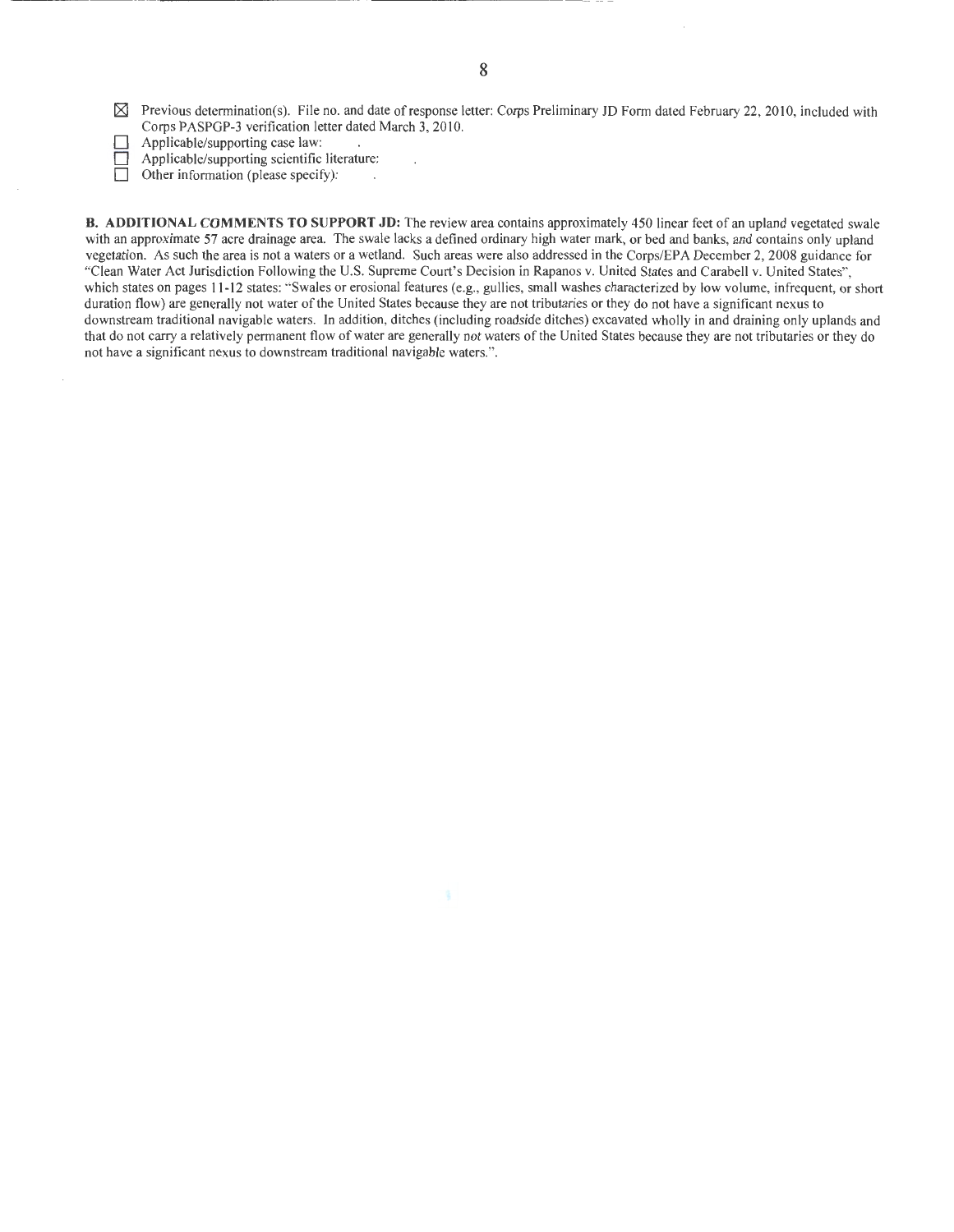☒ Previous determination(s). File no. and date of response letter: Corps Preliminary JD Form dated February 22, 2010, included with Corps PASPGP-3 verification letter dated March 3, 2010.
☐ Applicable/supporting case law: .
☐ Applicable/supporting scientific literature: .
☐ Other information (please specify): .

**B. ADDITIONAL COMMENTS TO SUPPORT JD:** The review area contains approximately 450 linear feet of an upland vegetated swale with an approximate 57 acre drainage area. The swale lacks a defined ordinary high water mark, or bed and banks, and contains only upland vegetation. As such the area is not a waters or a wetland. Such areas were also addressed in the Corps/EPA December 2, 2008 guidance for "Clean Water Act Jurisdiction Following the U.S. Supreme Court's Decision in Rapanos v. United States and Carabell v. United States", which states on pages 11-12 states: "Swales or erosional features (e.g., gullies, small washes characterized by low volume, infrequent, or short duration flow) are generally not water of the United States because they are not tributaries or they do not have a significant nexus to downstream traditional navigable waters. In addition, ditches (including roadside ditches) excavated wholly in and draining only uplands and that do not carry a relatively permanent flow of water are generally not waters of the United States because they are not tributaries or they do not have a significant nexus to downstream traditional navigable waters.".